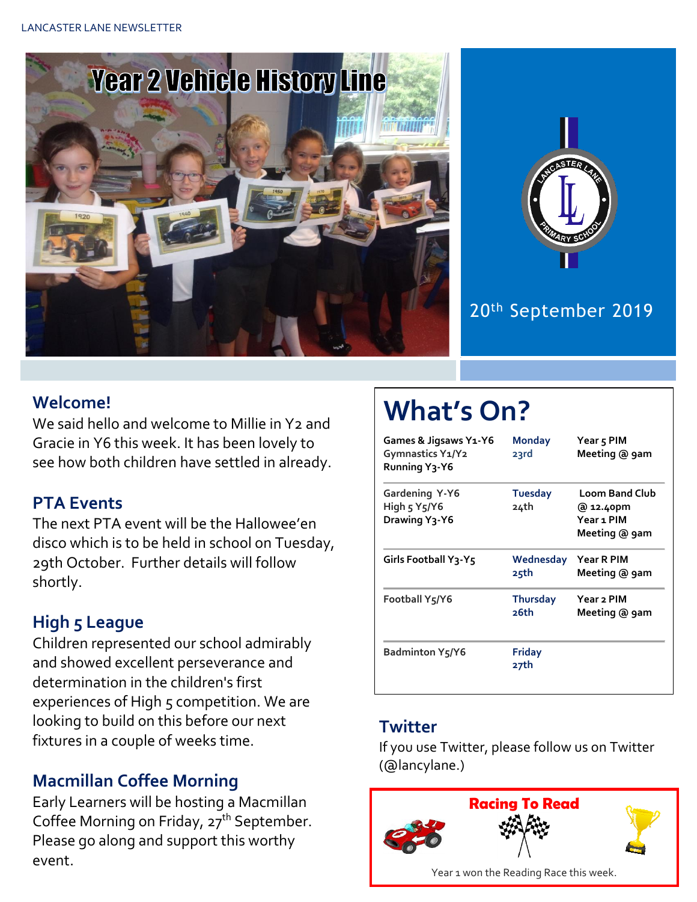# Year 2 Vehicle History Line

20th September 2019

## Welcome!

We said hello and welcome to Millie in Y2 and Gracie in Y6 this week. It has been lovely to see how both children have settled in already.

## PTA Events

The next PTA event will be the Hallowee'en disco which is to be held in school on Tuesday, 29th October. Further details will follow shortly.

## High 5 League

Children represented our school admirably and showed excellent perseverance and determination in the children's first experiences of High 5 competition. We are looking to build on this before our next fixtures in a couple of weeks time.

## Macmillan Coffee Morning

Early Learners will be hosting a Macmillan Coffee Morning on Friday, 27th September. Please go along and support this worthy event.

## What's On?

| Clubs | Day | Meetings |
| --- | --- | --- |
| Games & Jigsaws Y1-Y6<br>Gymnastics Y1/Y2<br>Running Y3-Y6 | Monday 23rd | Year 5 PIM Meeting @ 9am |
| Gardening Y-Y6<br>High 5 Y5/Y6<br>Drawing Y3-Y6 | Tuesday 24th | Loom Band Club @ 12.40pm<br>Year 1 PIM Meeting @ 9am |
| Girls Football Y3-Y5 | Wednesday 25th | Year R PIM Meeting @ 9am |
| Football Y5/Y6 | Thursday 26th | Year 2 PIM Meeting @ 9am |
| Badminton Y5/Y6 | Friday 27th | |

## Twitter

If you use Twitter, please follow us on Twitter (@lancylane.)

## Racing To Read

Year 1 won the Reading Race this week.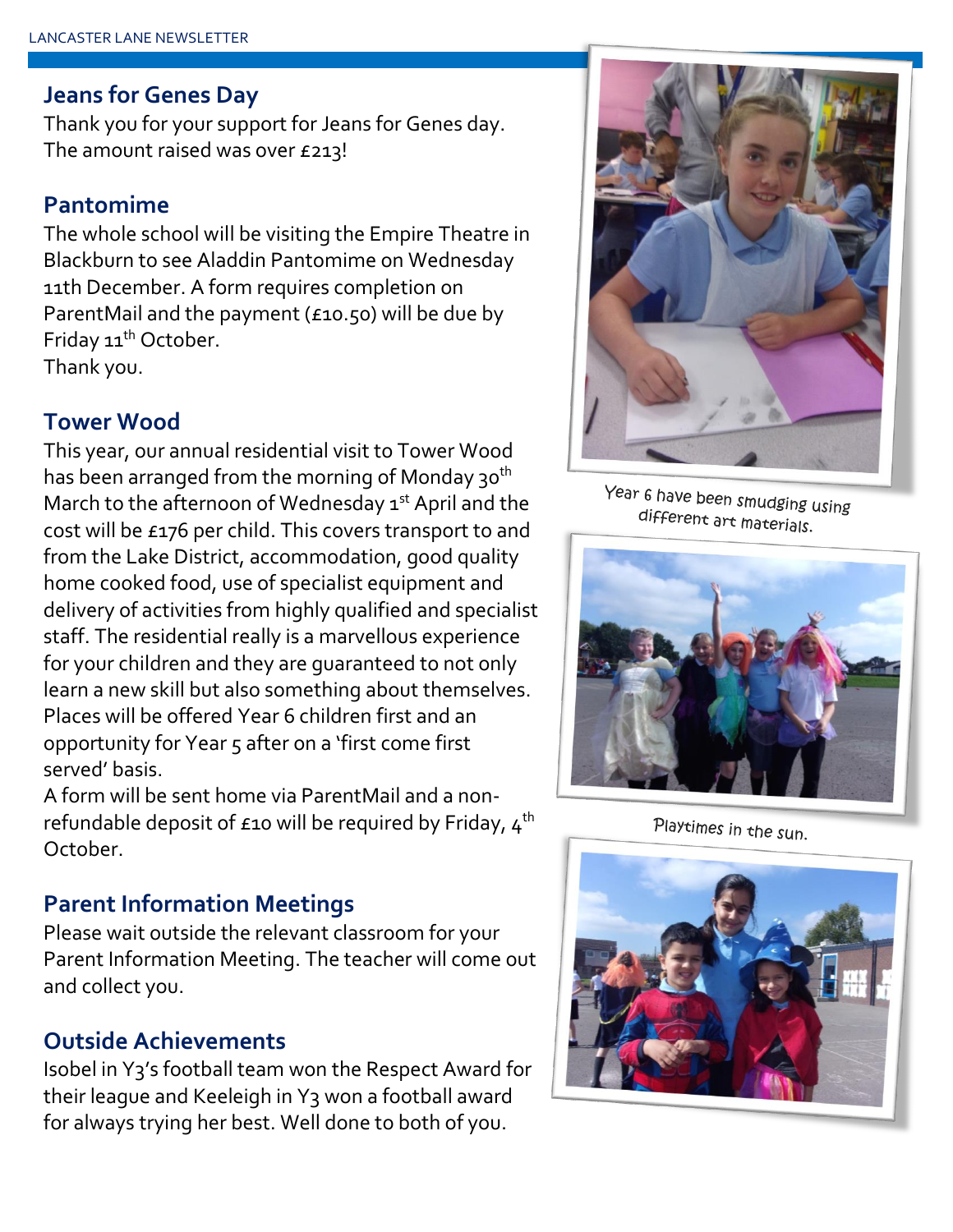## Jeans for Genes Day

Thank you for your support for Jeans for Genes day. The amount raised was over £213!

## Pantomime

The whole school will be visiting the Empire Theatre in Blackburn to see Aladdin Pantomime on Wednesday 11th December. A form requires completion on ParentMail and the payment (£10.50) will be due by Friday 11th October.
Thank you.

## Tower Wood

This year, our annual residential visit to Tower Wood has been arranged from the morning of Monday 30th March to the afternoon of Wednesday 1st April and the cost will be £176 per child. This covers transport to and from the Lake District, accommodation, good quality home cooked food, use of specialist equipment and delivery of activities from highly qualified and specialist staff. The residential really is a marvellous experience for your children and they are guaranteed to not only learn a new skill but also something about themselves. Places will be offered Year 6 children first and an opportunity for Year 5 after on a 'first come first served' basis.
A form will be sent home via ParentMail and a non-refundable deposit of £10 will be required by Friday, 4th October.

## Parent Information Meetings

Please wait outside the relevant classroom for your Parent Information Meeting. The teacher will come out and collect you.

## Outside Achievements

Isobel in Y3's football team won the Respect Award for their league and Keeleigh in Y3 won a football award for always trying her best. Well done to both of you.

Year 6 have been smudging using different art materials.

Playtimes in the sun.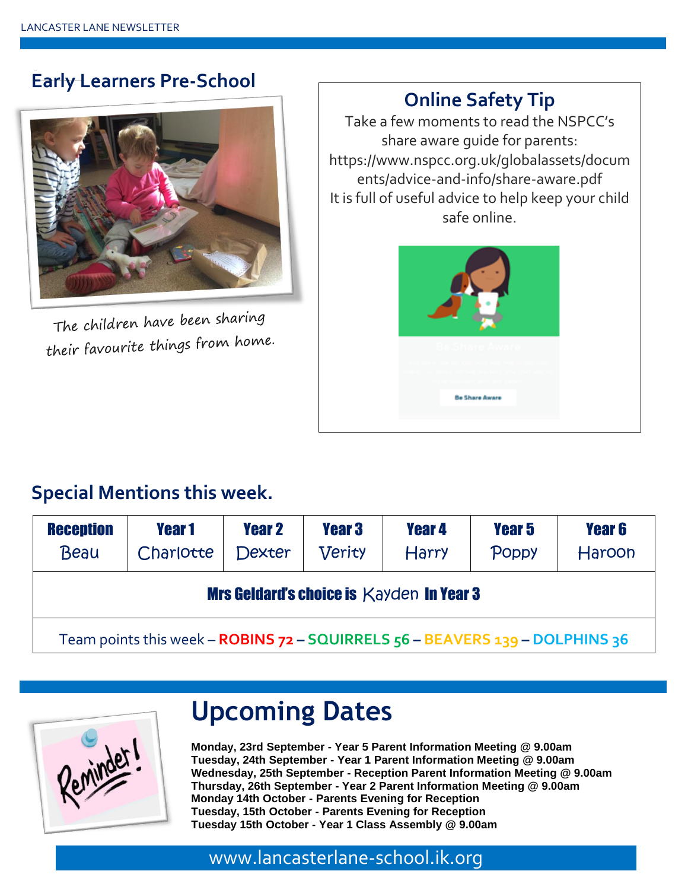## Early Learners Pre-School

The children have been sharing their favourite things from home.

## Online Safety Tip

Take a few moments to read the NSPCC's share aware guide for parents: https://www.nspcc.org.uk/globalassets/documents/advice-and-info/share-aware.pdf
It is full of useful advice to help keep your child safe online.

## Special Mentions this week.

| Reception | Year 1 | Year 2 | Year 3 | Year 4 | Year 5 | Year 6 |
|---|---|---|---|---|---|---|
| Beau | Charlotte | Dexter | Verity | Harry | Poppy | Haroon |
| **Mrs Geldard's choice is** Kayden **In Year 3** | | | | | | |
| Team points this week – **ROBINS 72** – **SQUIRRELS 56** – **BEAVERS 139** – **DOLPHINS 36** | | | | | | |

# Upcoming Dates

**Monday, 23rd September - Year 5 Parent Information Meeting @ 9.00am**
**Tuesday, 24th September - Year 1 Parent Information Meeting @ 9.00am**
**Wednesday, 25th September - Reception Parent Information Meeting @ 9.00am**
**Thursday, 26th September - Year 2 Parent Information Meeting @ 9.00am**
**Monday 14th October - Parents Evening for Reception**
**Tuesday, 15th October - Parents Evening for Reception**
**Tuesday 15th October - Year 1 Class Assembly @ 9.00am**

www.lancasterlane-school.ik.org